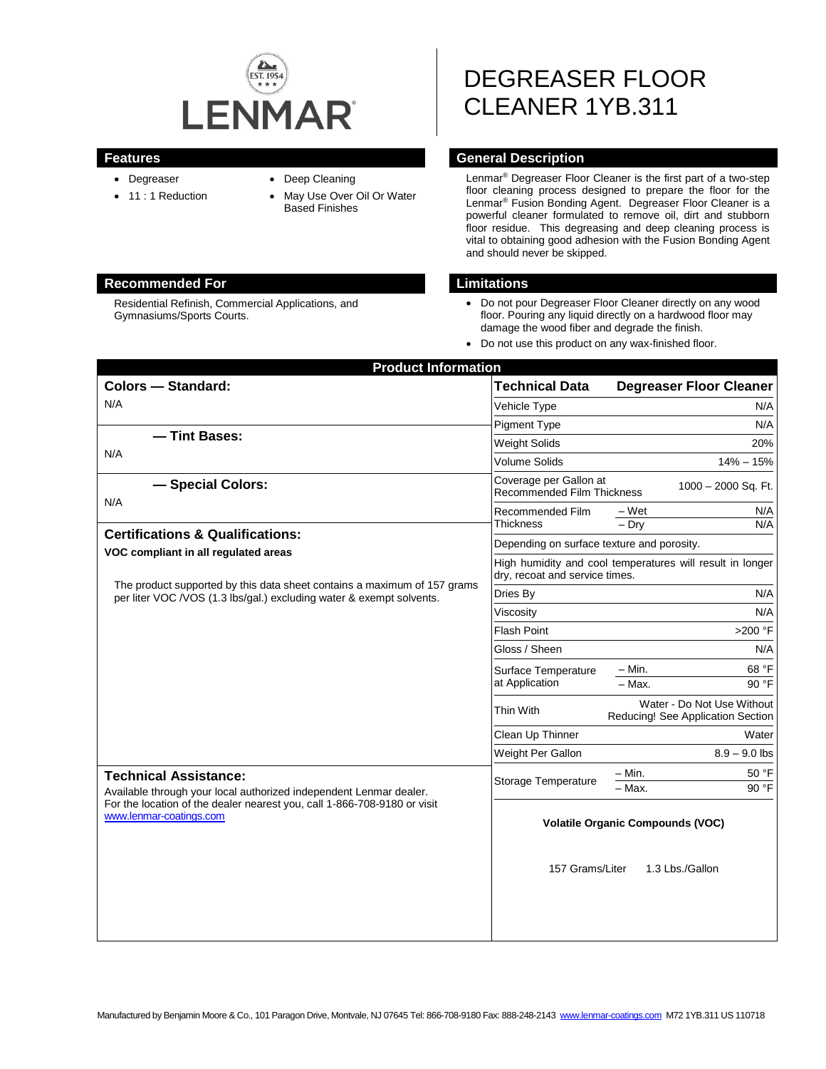LENMAR®

# DEGREASER FLOOR CLEANER 1YB.311

## Features

- Degreaser
- 11 : 1 Reduction
- Deep Cleaning
- May Use Over Oil Or Water Based Finishes

## General Description

Lenmar® Degreaser Floor Cleaner is the first part of a two-step floor cleaning process designed to prepare the floor for the Lenmar® Fusion Bonding Agent. Degreaser Floor Cleaner is a powerful cleaner formulated to remove oil, dirt and stubborn floor residue. This degreasing and deep cleaning process is vital to obtaining good adhesion with the Fusion Bonding Agent and should never be skipped.

## Recommended For

Residential Refinish, Commercial Applications, and Gymnasiums/Sports Courts.

## Limitations

- Do not pour Degreaser Floor Cleaner directly on any wood floor. Pouring any liquid directly on a hardwood floor may damage the wood fiber and degrade the finish.
- Do not use this product on any wax-finished floor.

## Product Information

### Colors — Standard:

N/A

### — Tint Bases:

N/A

### — Special Colors:

N/A

### Certifications & Qualifications:

**VOC compliant in all regulated areas**

The product supported by this data sheet contains a maximum of 157 grams per liter VOC /VOS (1.3 lbs/gal.) excluding water & exempt solvents.

### Technical Assistance:

Available through your local authorized independent Lenmar dealer. For the location of the dealer nearest you, call 1-866-708-9180 or visit www.lenmar-coatings.com

| Technical Data | | Degreaser Floor Cleaner |
|---|---|---|
| Vehicle Type | | N/A |
| Pigment Type | | N/A |
| Weight Solids | | 20% |
| Volume Solids | | 14% – 15% |
| Coverage per Gallon at Recommended Film Thickness | | 1000 – 2000 Sq. Ft. |
| Recommended Film Thickness | – Wet | N/A |
| | – Dry | N/A |
| Depending on surface texture and porosity. | | |
| High humidity and cool temperatures will result in longer dry, recoat and service times. | | |
| Dries By | | N/A |
| Viscosity | | N/A |
| Flash Point | | >200 °F |
| Gloss / Sheen | | N/A |
| Surface Temperature at Application | – Min. | 68 °F |
| | – Max. | 90 °F |
| Thin With | | Water - Do Not Use Without Reducing! See Application Section |
| Clean Up Thinner | | Water |
| Weight Per Gallon | | 8.9 – 9.0 lbs |
| Storage Temperature | – Min. | 50 °F |
| | – Max. | 90 °F |

**Volatile Organic Compounds (VOC)**

157 Grams/Liter 1.3 Lbs./Gallon

Manufactured by Benjamin Moore & Co., 101 Paragon Drive, Montvale, NJ 07645 Tel: 866-708-9180 Fax: 888-248-2143 www.lenmar-coatings.com M72 1YB.311 US 110718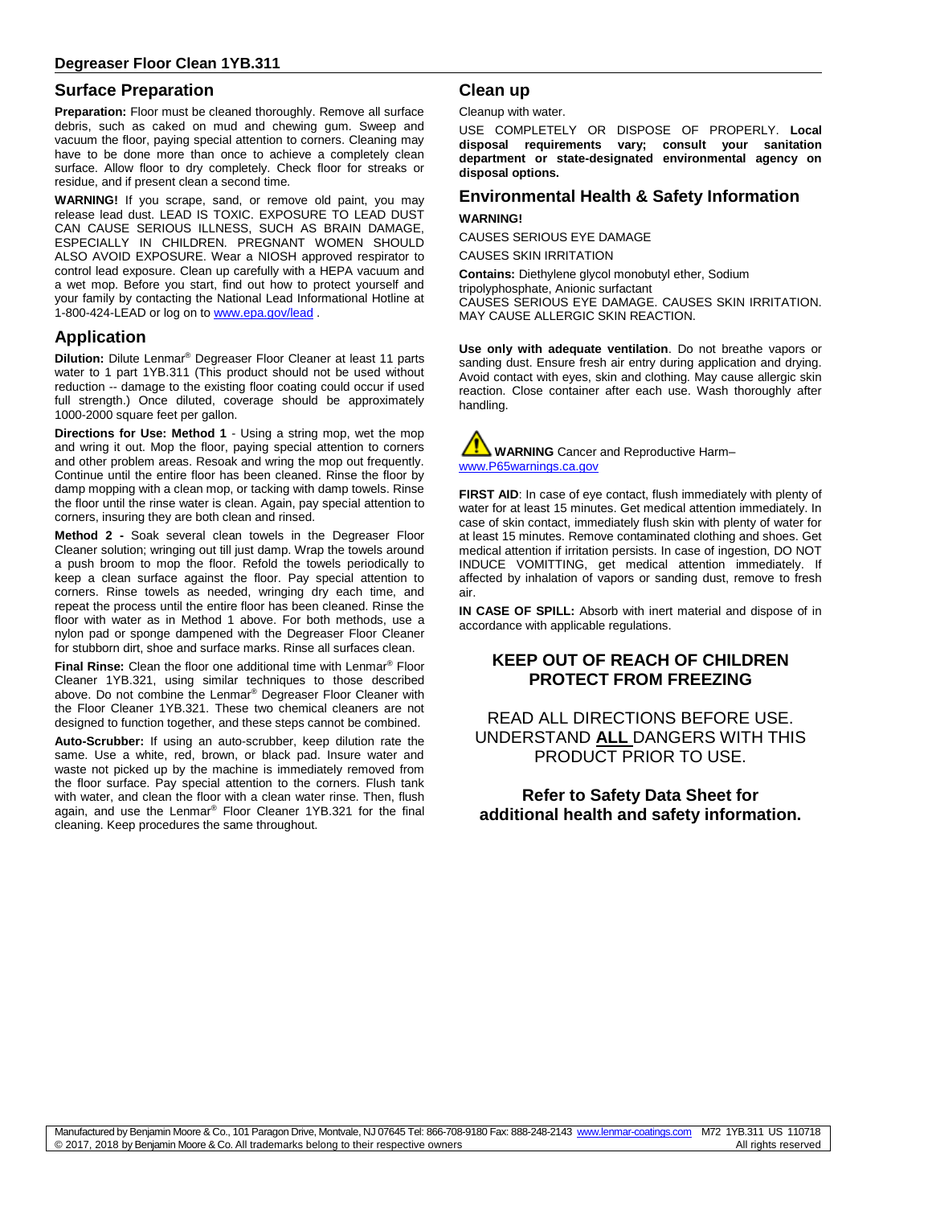# Degreaser Floor Clean 1YB.311

## Surface Preparation

**Preparation:** Floor must be cleaned thoroughly. Remove all surface debris, such as caked on mud and chewing gum. Sweep and vacuum the floor, paying special attention to corners. Cleaning may have to be done more than once to achieve a completely clean surface. Allow floor to dry completely. Check floor for streaks or residue, and if present clean a second time.

**WARNING!** If you scrape, sand, or remove old paint, you may release lead dust. LEAD IS TOXIC. EXPOSURE TO LEAD DUST CAN CAUSE SERIOUS ILLNESS, SUCH AS BRAIN DAMAGE, ESPECIALLY IN CHILDREN. PREGNANT WOMEN SHOULD ALSO AVOID EXPOSURE. Wear a NIOSH approved respirator to control lead exposure. Clean up carefully with a HEPA vacuum and a wet mop. Before you start, find out how to protect yourself and your family by contacting the National Lead Informational Hotline at 1-800-424-LEAD or log on to www.epa.gov/lead .

## Application

**Dilution:** Dilute Lenmar® Degreaser Floor Cleaner at least 11 parts water to 1 part 1YB.311 (This product should not be used without reduction -- damage to the existing floor coating could occur if used full strength.) Once diluted, coverage should be approximately 1000-2000 square feet per gallon.

**Directions for Use: Method 1** - Using a string mop, wet the mop and wring it out. Mop the floor, paying special attention to corners and other problem areas. Resoak and wring the mop out frequently. Continue until the entire floor has been cleaned. Rinse the floor by damp mopping with a clean mop, or tacking with damp towels. Rinse the floor until the rinse water is clean. Again, pay special attention to corners, insuring they are both clean and rinsed.

**Method 2 -** Soak several clean towels in the Degreaser Floor Cleaner solution; wringing out till just damp. Wrap the towels around a push broom to mop the floor. Refold the towels periodically to keep a clean surface against the floor. Pay special attention to corners. Rinse towels as needed, wringing dry each time, and repeat the process until the entire floor has been cleaned. Rinse the floor with water as in Method 1 above. For both methods, use a nylon pad or sponge dampened with the Degreaser Floor Cleaner for stubborn dirt, shoe and surface marks. Rinse all surfaces clean.

**Final Rinse:** Clean the floor one additional time with Lenmar® Floor Cleaner 1YB.321, using similar techniques to those described above. Do not combine the Lenmar® Degreaser Floor Cleaner with the Floor Cleaner 1YB.321. These two chemical cleaners are not designed to function together, and these steps cannot be combined.

**Auto-Scrubber:** If using an auto-scrubber, keep dilution rate the same. Use a white, red, brown, or black pad. Insure water and waste not picked up by the machine is immediately removed from the floor surface. Pay special attention to the corners. Flush tank with water, and clean the floor with a clean water rinse. Then, flush again, and use the Lenmar® Floor Cleaner 1YB.321 for the final cleaning. Keep procedures the same throughout.

## Clean up

Cleanup with water.

USE COMPLETELY OR DISPOSE OF PROPERLY. **Local disposal requirements vary; consult your sanitation department or state-designated environmental agency on disposal options.**

## Environmental Health & Safety Information

**WARNING!**

CAUSES SERIOUS EYE DAMAGE

CAUSES SKIN IRRITATION

**Contains:** Diethylene glycol monobutyl ether, Sodium tripolyphosphate, Anionic surfactant
CAUSES SERIOUS EYE DAMAGE. CAUSES SKIN IRRITATION. MAY CAUSE ALLERGIC SKIN REACTION.

**Use only with adequate ventilation**. Do not breathe vapors or sanding dust. Ensure fresh air entry during application and drying. Avoid contact with eyes, skin and clothing. May cause allergic skin reaction. Close container after each use. Wash thoroughly after handling.

**WARNING** Cancer and Reproductive Harm– www.P65warnings.ca.gov

**FIRST AID**: In case of eye contact, flush immediately with plenty of water for at least 15 minutes. Get medical attention immediately. In case of skin contact, immediately flush skin with plenty of water for at least 15 minutes. Remove contaminated clothing and shoes. Get medical attention if irritation persists. In case of ingestion, DO NOT INDUCE VOMITTING, get medical attention immediately. If affected by inhalation of vapors or sanding dust, remove to fresh air.

**IN CASE OF SPILL:** Absorb with inert material and dispose of in accordance with applicable regulations.

**KEEP OUT OF REACH OF CHILDREN**
**PROTECT FROM FREEZING**

READ ALL DIRECTIONS BEFORE USE. UNDERSTAND **ALL** DANGERS WITH THIS PRODUCT PRIOR TO USE.

**Refer to Safety Data Sheet for additional health and safety information.**

Manufactured by Benjamin Moore & Co., 101 Paragon Drive, Montvale, NJ 07645 Tel: 866-708-9180 Fax: 888-248-2143 www.lenmar-coatings.com M72 1YB.311 US 110718
© 2017, 2018 by Benjamin Moore & Co. All trademarks belong to their respective owners All rights reserved